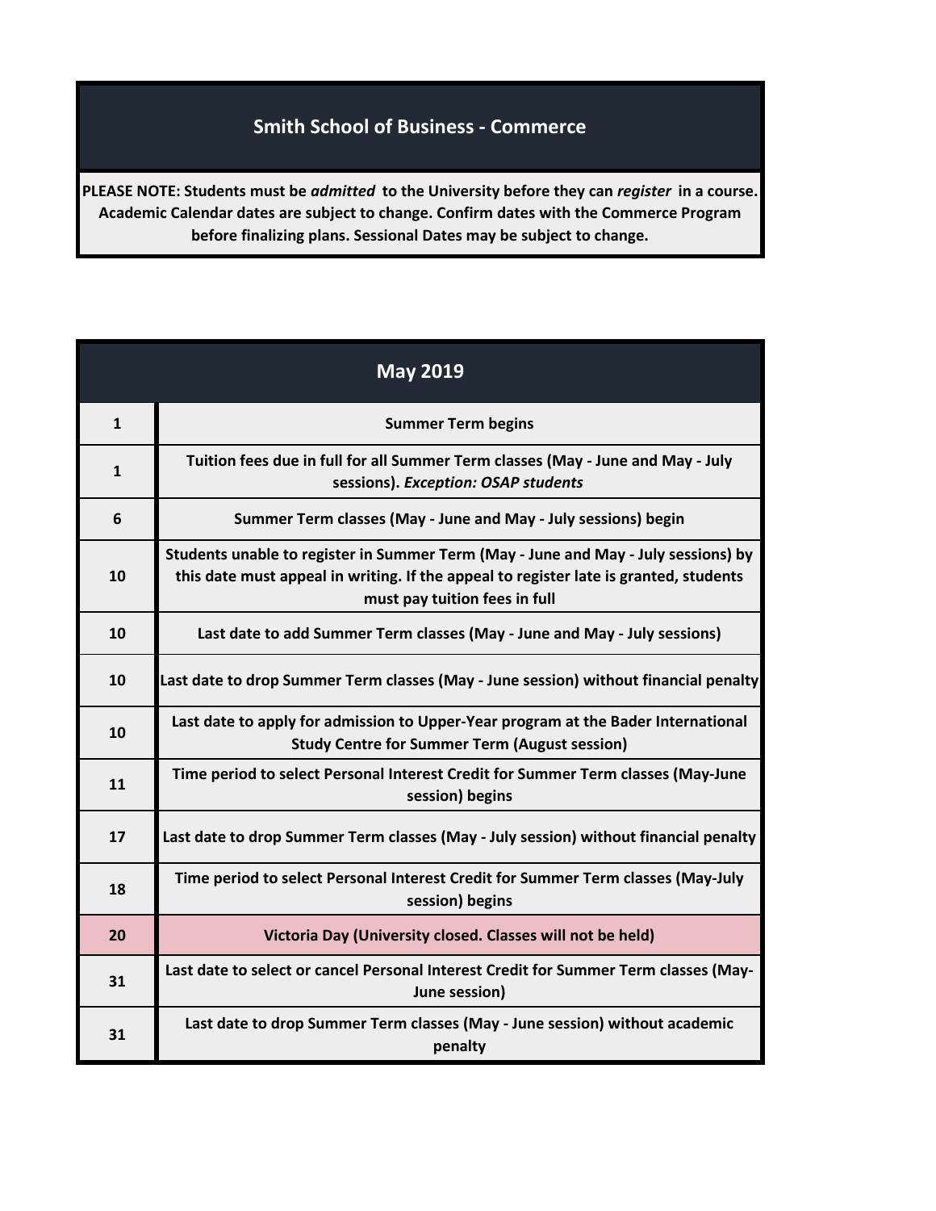# Smith School of Business - Commerce

**PLEASE NOTE: Students must be *admitted* to the University before they can *register* in a course. Academic Calendar dates are subject to change. Confirm dates with the Commerce Program before finalizing plans. Sessional Dates may be subject to change.**

| May 2019 | |
|---|---|
| 1 | Summer Term begins |
| 1 | Tuition fees due in full for all Summer Term classes (May - June and May - July sessions). *Exception: OSAP students* |
| 6 | Summer Term classes (May - June and May - July sessions) begin |
| 10 | Students unable to register in Summer Term (May - June and May - July sessions) by this date must appeal in writing. If the appeal to register late is granted, students must pay tuition fees in full |
| 10 | Last date to add Summer Term classes (May - June and May - July sessions) |
| 10 | Last date to drop Summer Term classes (May - June session) without financial penalty |
| 10 | Last date to apply for admission to Upper-Year program at the Bader International Study Centre for Summer Term (August session) |
| 11 | Time period to select Personal Interest Credit for Summer Term classes (May-June session) begins |
| 17 | Last date to drop Summer Term classes (May - July session) without financial penalty |
| 18 | Time period to select Personal Interest Credit for Summer Term classes (May-July session) begins |
| 20 | Victoria Day (University closed. Classes will not be held) |
| 31 | Last date to select or cancel Personal Interest Credit for Summer Term classes (May-June session) |
| 31 | Last date to drop Summer Term classes (May - June session) without academic penalty |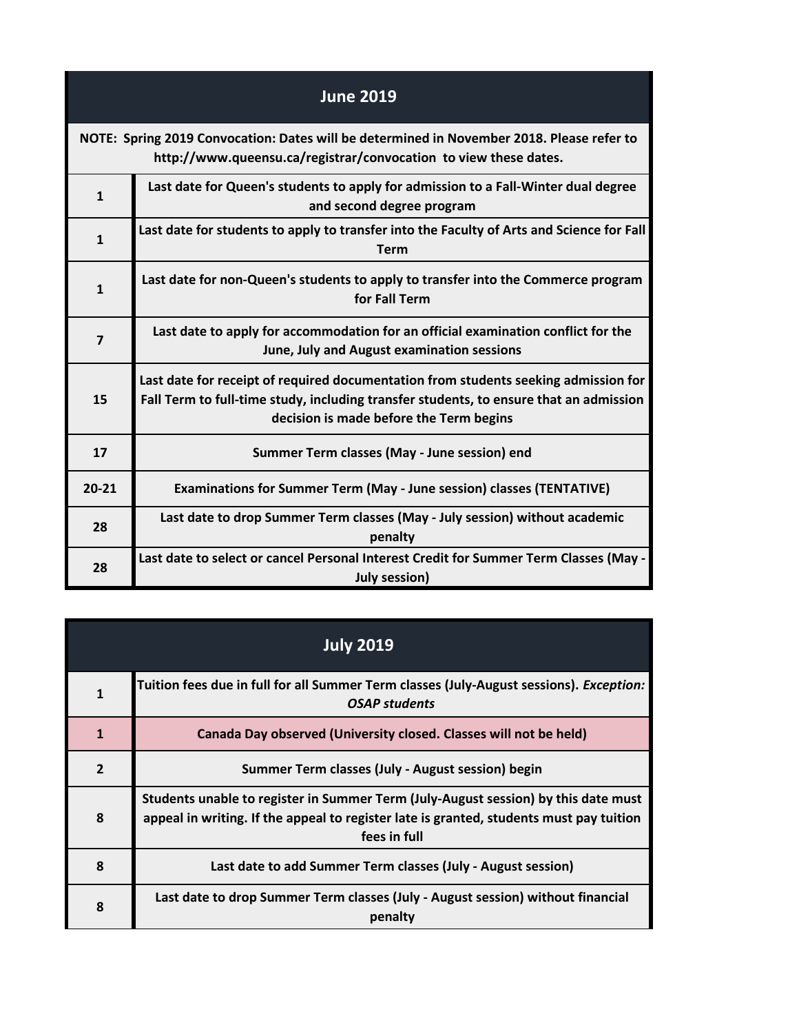## June 2019

**NOTE: Spring 2019 Convocation: Dates will be determined in November 2018. Please refer to http://www.queensu.ca/registrar/convocation to view these dates.**

| Date | Event |
|---|---|
| **1** | **Last date for Queen's students to apply for admission to a Fall-Winter dual degree and second degree program** |
| **1** | **Last date for students to apply to transfer into the Faculty of Arts and Science for Fall Term** |
| **1** | **Last date for non-Queen's students to apply to transfer into the Commerce program for Fall Term** |
| **7** | **Last date to apply for accommodation for an official examination conflict for the June, July and August examination sessions** |
| **15** | **Last date for receipt of required documentation from students seeking admission for Fall Term to full-time study, including transfer students, to ensure that an admission decision is made before the Term begins** |
| **17** | **Summer Term classes (May - June session) end** |
| **20-21** | **Examinations for Summer Term (May - June session) classes (TENTATIVE)** |
| **28** | **Last date to drop Summer Term classes (May - July session) without academic penalty** |
| **28** | **Last date to select or cancel Personal Interest Credit for Summer Term Classes (May - July session)** |

## July 2019

| Date | Event |
|---|---|
| **1** | **Tuition fees due in full for all Summer Term classes (July-August sessions).** ***Exception: OSAP students*** |
| **1** | **Canada Day observed (University closed. Classes will not be held)** |
| **2** | **Summer Term classes (July - August session) begin** |
| **8** | **Students unable to register in Summer Term (July-August session) by this date must appeal in writing. If the appeal to register late is granted, students must pay tuition fees in full** |
| **8** | **Last date to add Summer Term classes (July - August session)** |
| **8** | **Last date to drop Summer Term classes (July - August session) without financial penalty** |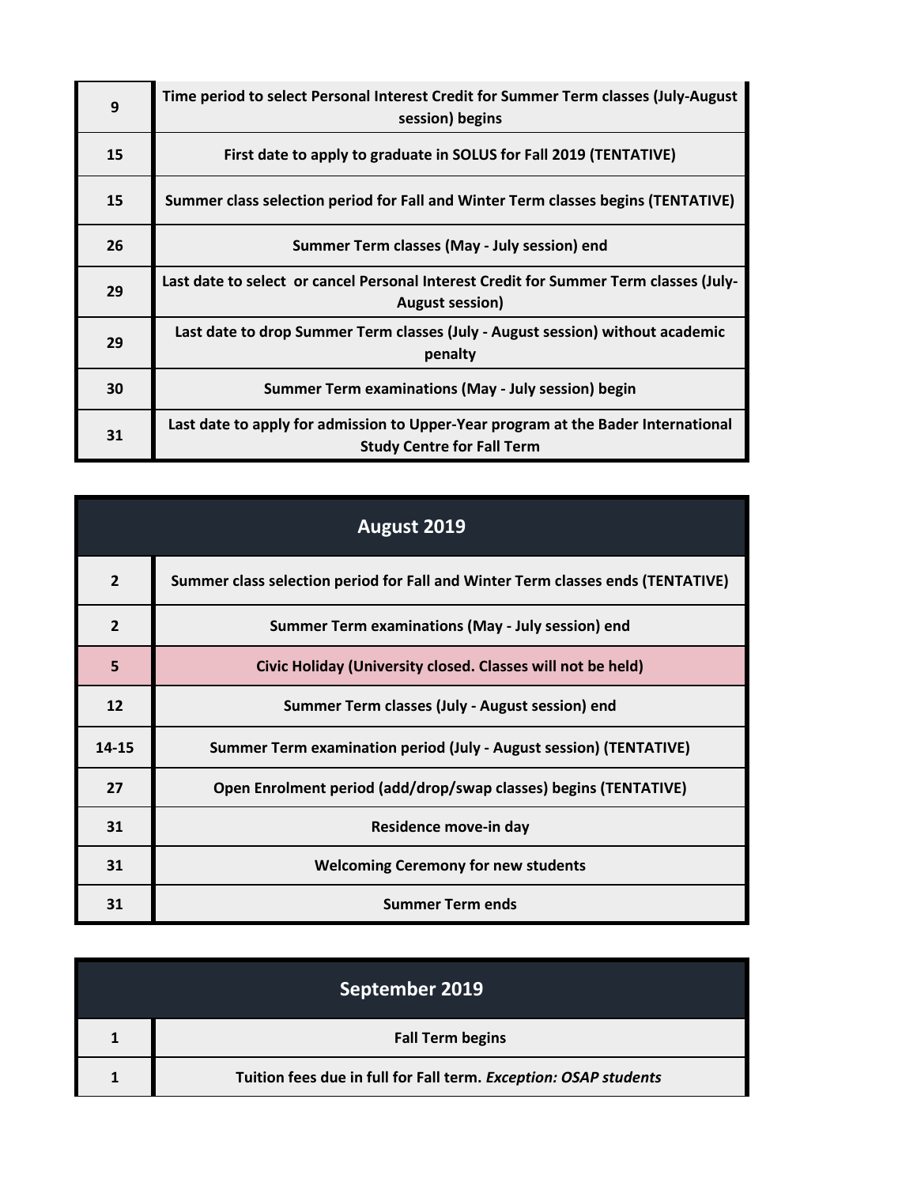| | |
|---|---|
| **9** | **Time period to select Personal Interest Credit for Summer Term classes (July-August session) begins** |
| **15** | **First date to apply to graduate in SOLUS for Fall 2019 (TENTATIVE)** |
| **15** | **Summer class selection period for Fall and Winter Term classes begins (TENTATIVE)** |
| **26** | **Summer Term classes (May - July session) end** |
| **29** | **Last date to select  or cancel Personal Interest Credit for Summer Term classes (July-August session)** |
| **29** | **Last date to drop Summer Term classes (July - August session) without academic penalty** |
| **30** | **Summer Term examinations (May - July session) begin** |
| **31** | **Last date to apply for admission to Upper-Year program at the Bader International Study Centre for Fall Term** |

| **August 2019** | |
|---|---|
| **2** | **Summer class selection period for Fall and Winter Term classes ends (TENTATIVE)** |
| **2** | **Summer Term examinations (May - July session) end** |
| **5** | **Civic Holiday (University closed. Classes will not be held)** |
| **12** | **Summer Term classes (July - August session) end** |
| **14-15** | **Summer Term examination period (July - August session) (TENTATIVE)** |
| **27** | **Open Enrolment period (add/drop/swap classes) begins (TENTATIVE)** |
| **31** | **Residence move-in day** |
| **31** | **Welcoming Ceremony for new students** |
| **31** | **Summer Term ends** |

| **September 2019** | |
|---|---|
| **1** | **Fall Term begins** |
| **1** | **Tuition fees due in full for Fall term. *Exception: OSAP students*** |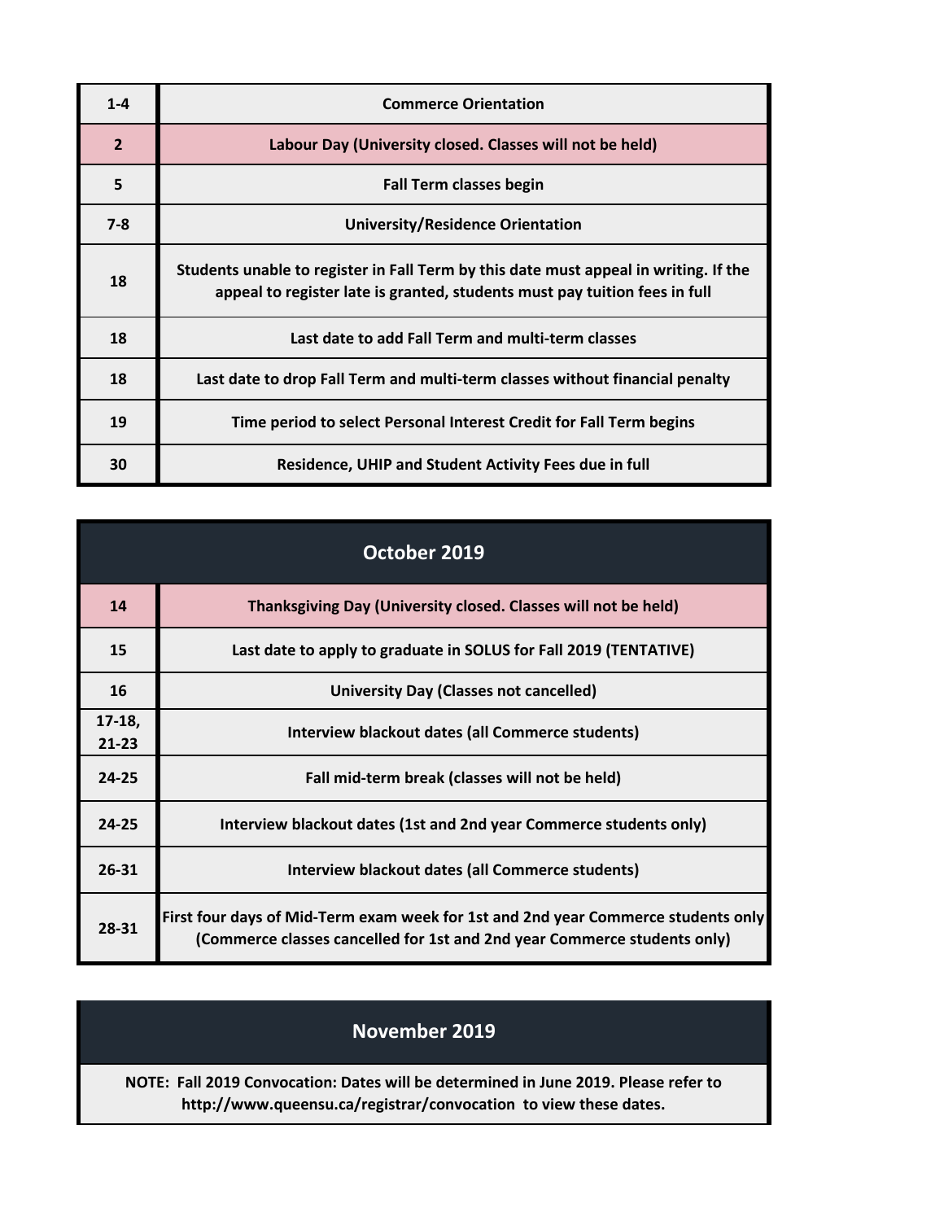| | |
|---|---|
| 1-4 | Commerce Orientation |
| 2 | Labour Day (University closed. Classes will not be held) |
| 5 | Fall Term classes begin |
| 7-8 | University/Residence Orientation |
| 18 | Students unable to register in Fall Term by this date must appeal in writing. If the appeal to register late is granted, students must pay tuition fees in full |
| 18 | Last date to add Fall Term and multi-term classes |
| 18 | Last date to drop Fall Term and multi-term classes without financial penalty |
| 19 | Time period to select Personal Interest Credit for Fall Term begins |
| 30 | Residence, UHIP and Student Activity Fees due in full |

## October 2019

| | |
|---|---|
| 14 | Thanksgiving Day (University closed. Classes will not be held) |
| 15 | Last date to apply to graduate in SOLUS for Fall 2019 (TENTATIVE) |
| 16 | University Day (Classes not cancelled) |
| 17-18, 21-23 | Interview blackout dates (all Commerce students) |
| 24-25 | Fall mid-term break (classes will not be held) |
| 24-25 | Interview blackout dates (1st and 2nd year Commerce students only) |
| 26-31 | Interview blackout dates (all Commerce students) |
| 28-31 | First four days of Mid-Term exam week for 1st and 2nd year Commerce students only (Commerce classes cancelled for 1st and 2nd year Commerce students only) |

## November 2019

NOTE: Fall 2019 Convocation: Dates will be determined in June 2019. Please refer to http://www.queensu.ca/registrar/convocation to view these dates.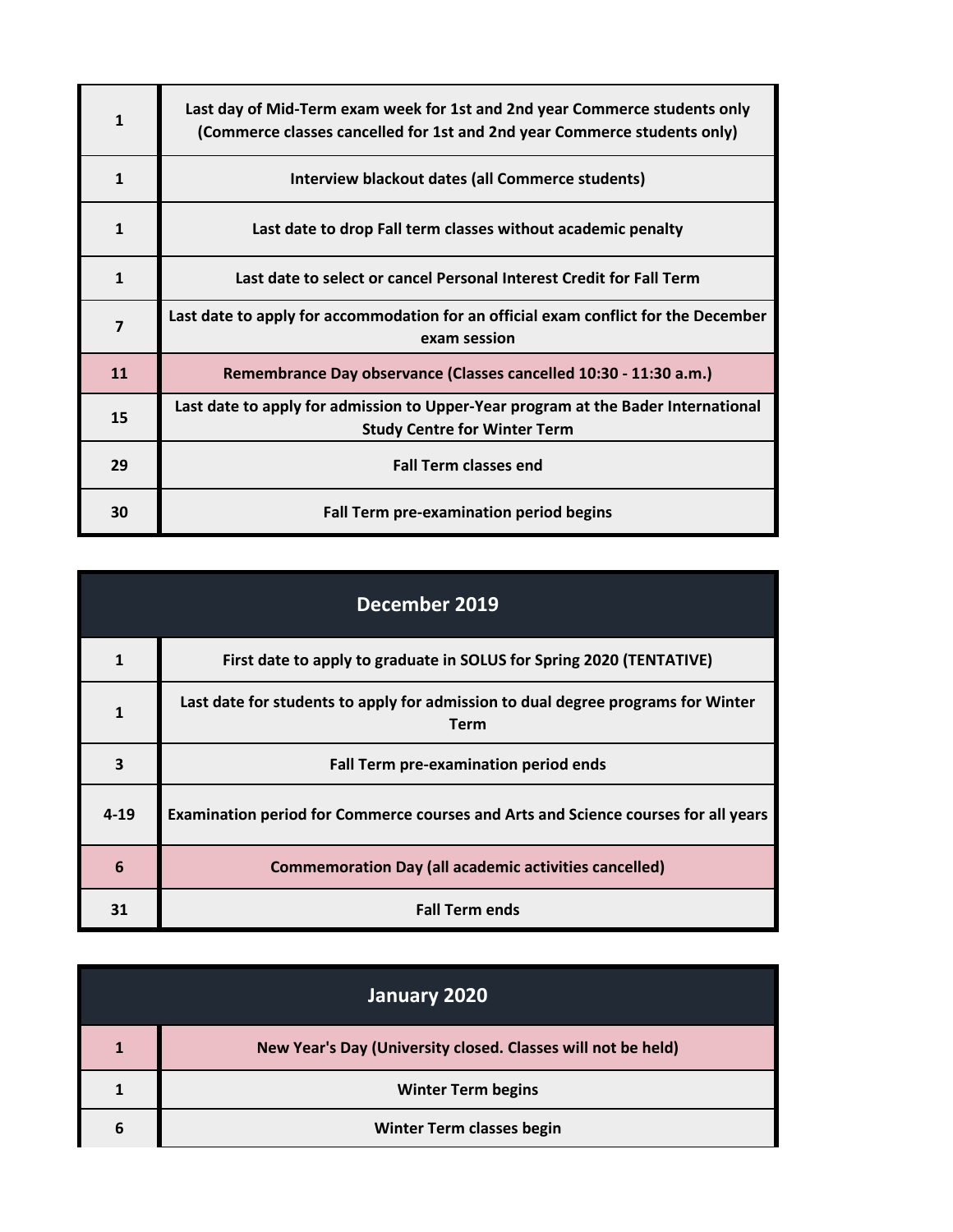| | |
|---|---|
| **1** | **Last day of Mid-Term exam week for 1st and 2nd year Commerce students only (Commerce classes cancelled for 1st and 2nd year Commerce students only)** |
| **1** | **Interview blackout dates (all Commerce students)** |
| **1** | **Last date to drop Fall term classes without academic penalty** |
| **1** | **Last date to select or cancel Personal Interest Credit for Fall Term** |
| **7** | **Last date to apply for accommodation for an official exam conflict for the December exam session** |
| **11** | **Remembrance Day observance (Classes cancelled 10:30 - 11:30 a.m.)** |
| **15** | **Last date to apply for admission to Upper-Year program at the Bader International Study Centre for Winter Term** |
| **29** | **Fall Term classes end** |
| **30** | **Fall Term pre-examination period begins** |

## December 2019

| | |
|---|---|
| **1** | **First date to apply to graduate in SOLUS for Spring 2020 (TENTATIVE)** |
| **1** | **Last date for students to apply for admission to dual degree programs for Winter Term** |
| **3** | **Fall Term pre-examination period ends** |
| **4-19** | **Examination period for Commerce courses and Arts and Science courses for all years** |
| **6** | **Commemoration Day (all academic activities cancelled)** |
| **31** | **Fall Term ends** |

## January 2020

| | |
|---|---|
| **1** | **New Year's Day (University closed. Classes will not be held)** |
| **1** | **Winter Term begins** |
| **6** | **Winter Term classes begin** |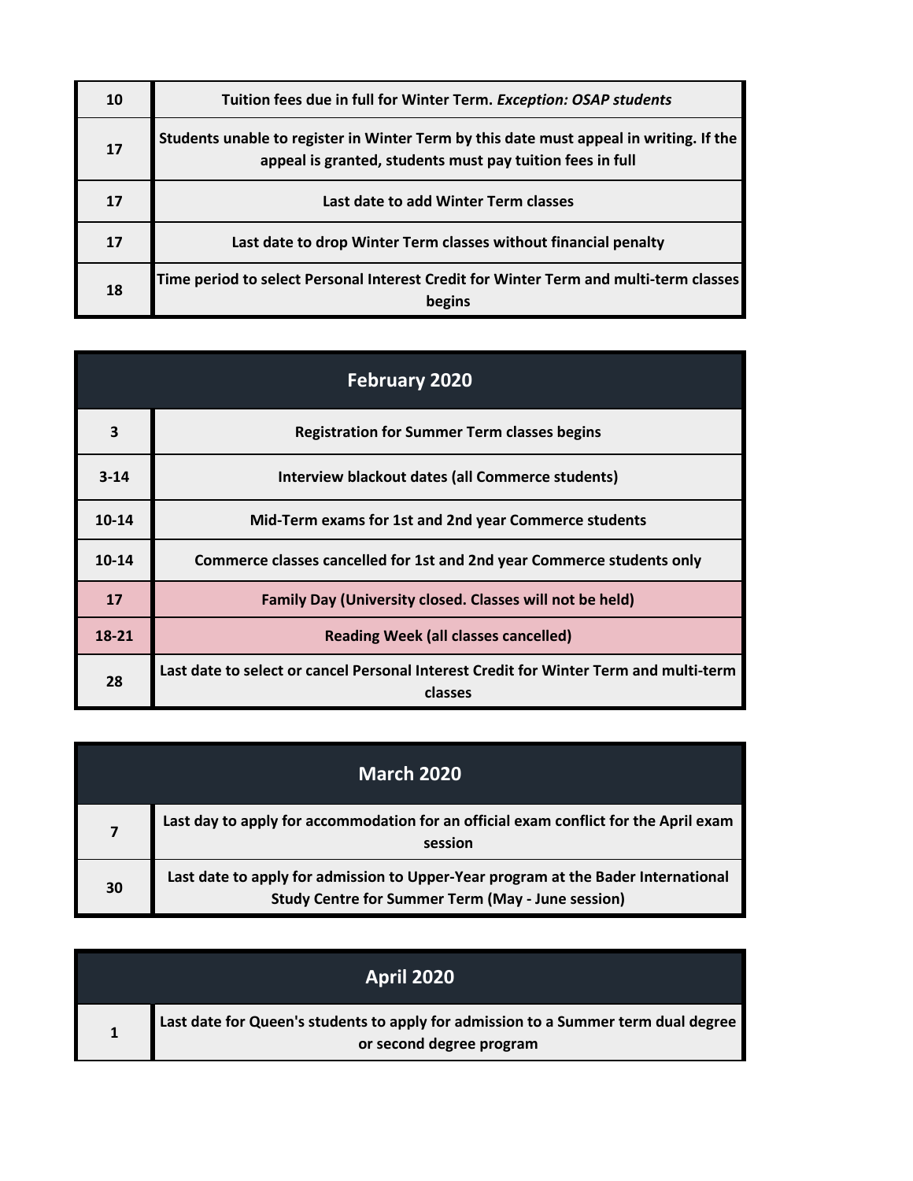| | |
|---|---|
| **10** | **Tuition fees due in full for Winter Term. *Exception: OSAP students*** |
| **17** | **Students unable to register in Winter Term by this date must appeal in writing. If the appeal is granted, students must pay tuition fees in full** |
| **17** | **Last date to add Winter Term classes** |
| **17** | **Last date to drop Winter Term classes without financial penalty** |
| **18** | **Time period to select Personal Interest Credit for Winter Term and multi-term classes begins** |

| **February 2020** | |
|---|---|
| **3** | **Registration for Summer Term classes begins** |
| **3-14** | **Interview blackout dates (all Commerce students)** |
| **10-14** | **Mid-Term exams for 1st and 2nd year Commerce students** |
| **10-14** | **Commerce classes cancelled for 1st and 2nd year Commerce students only** |
| **17** | **Family Day (University closed. Classes will not be held)** |
| **18-21** | **Reading Week (all classes cancelled)** |
| **28** | **Last date to select or cancel Personal Interest Credit for Winter Term and multi-term classes** |

| **March 2020** | |
|---|---|
| **7** | **Last day to apply for accommodation for an official exam conflict for the April exam session** |
| **30** | **Last date to apply for admission to Upper-Year program at the Bader International Study Centre for Summer Term (May - June session)** |

| **April 2020** | |
|---|---|
| **1** | **Last date for Queen's students to apply for admission to a Summer term dual degree or second degree program** |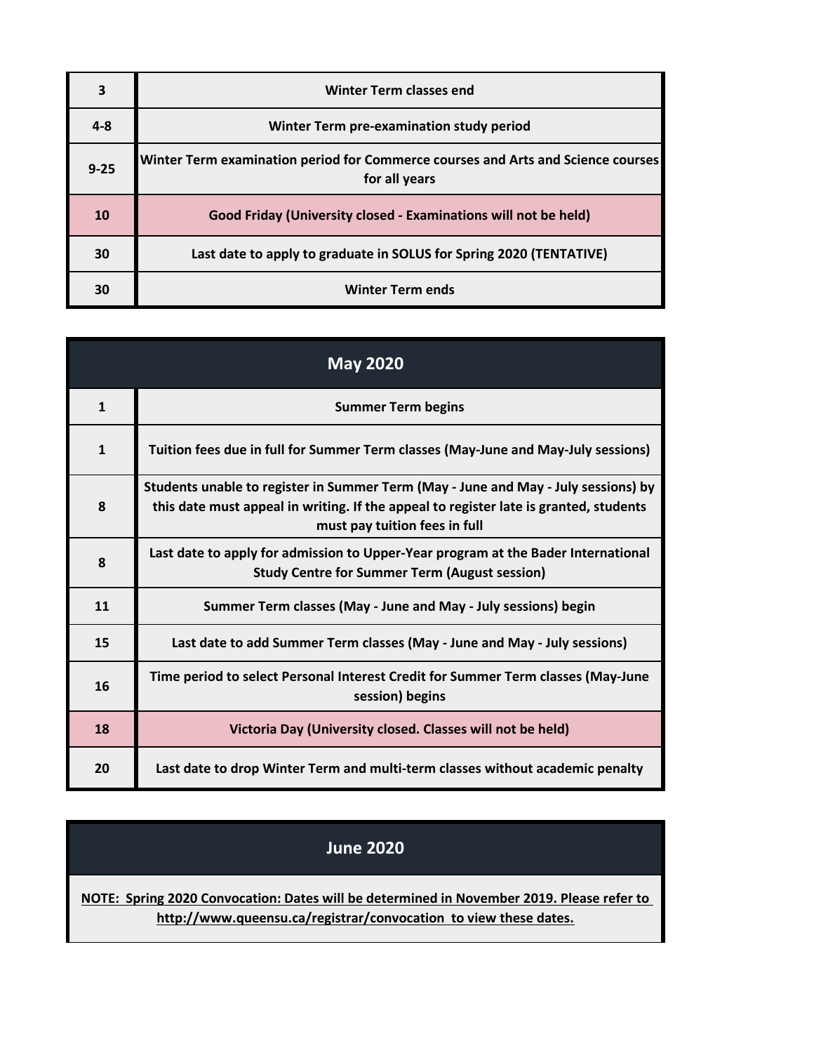| | |
|---|---|
| **3** | **Winter Term classes end** |
| **4-8** | **Winter Term pre-examination study period** |
| **9-25** | **Winter Term examination period for Commerce courses and Arts and Science courses for all years** |
| **10** | **Good Friday (University closed - Examinations will not be held)** |
| **30** | **Last date to apply to graduate in SOLUS for Spring 2020 (TENTATIVE)** |
| **30** | **Winter Term ends** |

## May 2020

| | |
|---|---|
| **1** | **Summer Term begins** |
| **1** | **Tuition fees due in full for Summer Term classes (May-June and May-July sessions)** |
| **8** | **Students unable to register in Summer Term (May - June and May - July sessions) by this date must appeal in writing. If the appeal to register late is granted, students must pay tuition fees in full** |
| **8** | **Last date to apply for admission to Upper-Year program at the Bader International Study Centre for Summer Term (August session)** |
| **11** | **Summer Term classes (May - June and May - July sessions) begin** |
| **15** | **Last date to add Summer Term classes (May - June and May - July sessions)** |
| **16** | **Time period to select Personal Interest Credit for Summer Term classes (May-June session) begins** |
| **18** | **Victoria Day (University closed. Classes will not be held)** |
| **20** | **Last date to drop Winter Term and multi-term classes without academic penalty** |

## June 2020

**NOTE: Spring 2020 Convocation: Dates will be determined in November 2019. Please refer to http://www.queensu.ca/registrar/convocation to view these dates.**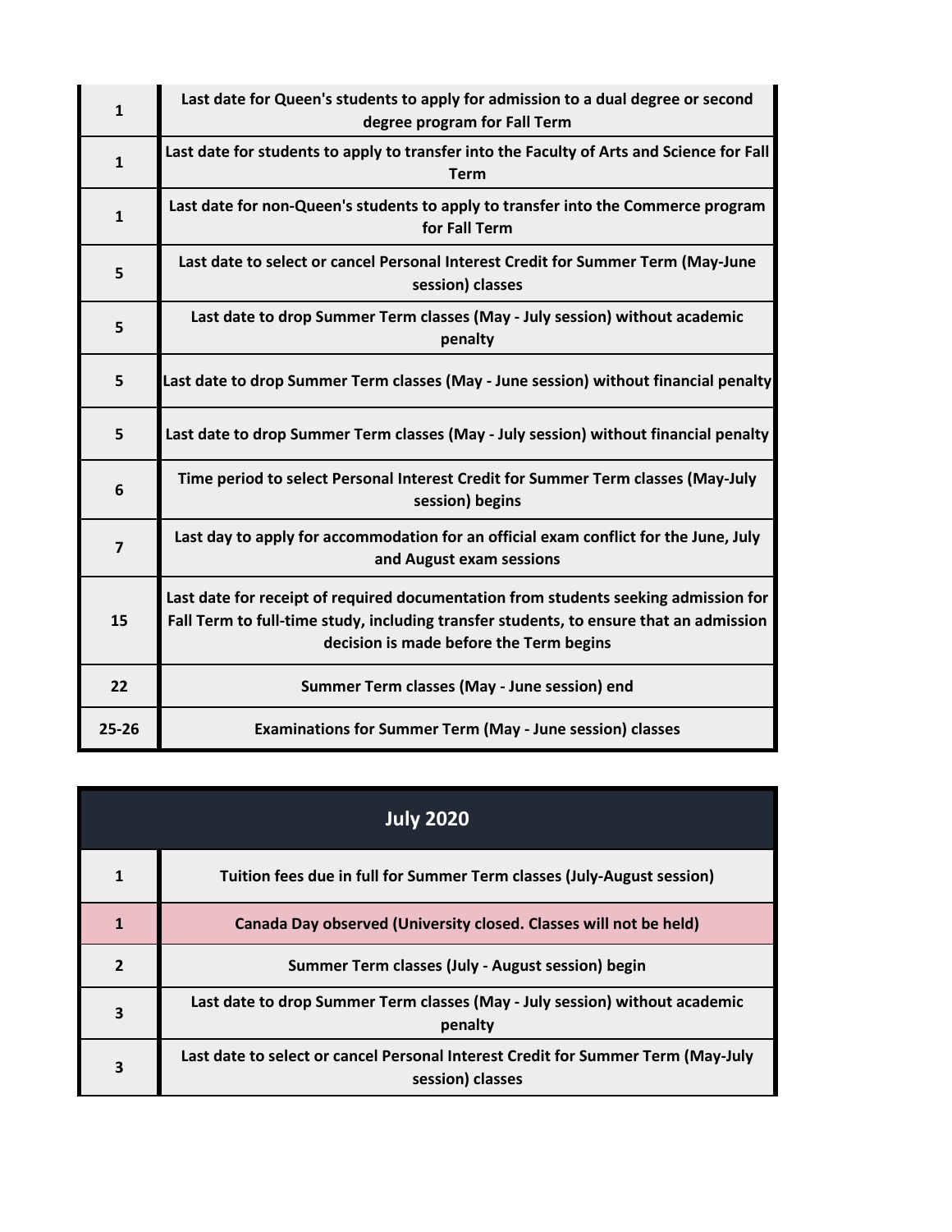| | |
|---|---|
| 1 | Last date for Queen's students to apply for admission to a dual degree or second degree program for Fall Term |
| 1 | Last date for students to apply to transfer into the Faculty of Arts and Science for Fall Term |
| 1 | Last date for non-Queen's students to apply to transfer into the Commerce program for Fall Term |
| 5 | Last date to select or cancel Personal Interest Credit for Summer Term (May-June session) classes |
| 5 | Last date to drop Summer Term classes (May - July session) without academic penalty |
| 5 | Last date to drop Summer Term classes (May - June session) without financial penalty |
| 5 | Last date to drop Summer Term classes (May - July session) without financial penalty |
| 6 | Time period to select Personal Interest Credit for Summer Term classes (May-July session) begins |
| 7 | Last day to apply for accommodation for an official exam conflict for the June, July and August exam sessions |
| 15 | Last date for receipt of required documentation from students seeking admission for Fall Term to full-time study, including transfer students, to ensure that an admission decision is made before the Term begins |
| 22 | Summer Term classes (May - June session) end |
| 25-26 | Examinations for Summer Term (May - June session) classes |

## July 2020

| | |
|---|---|
| 1 | Tuition fees due in full for Summer Term classes (July-August session) |
| 1 | Canada Day observed (University closed. Classes will not be held) |
| 2 | Summer Term classes (July - August session) begin |
| 3 | Last date to drop Summer Term classes (May - July session) without academic penalty |
| 3 | Last date to select or cancel Personal Interest Credit for Summer Term (May-July session) classes |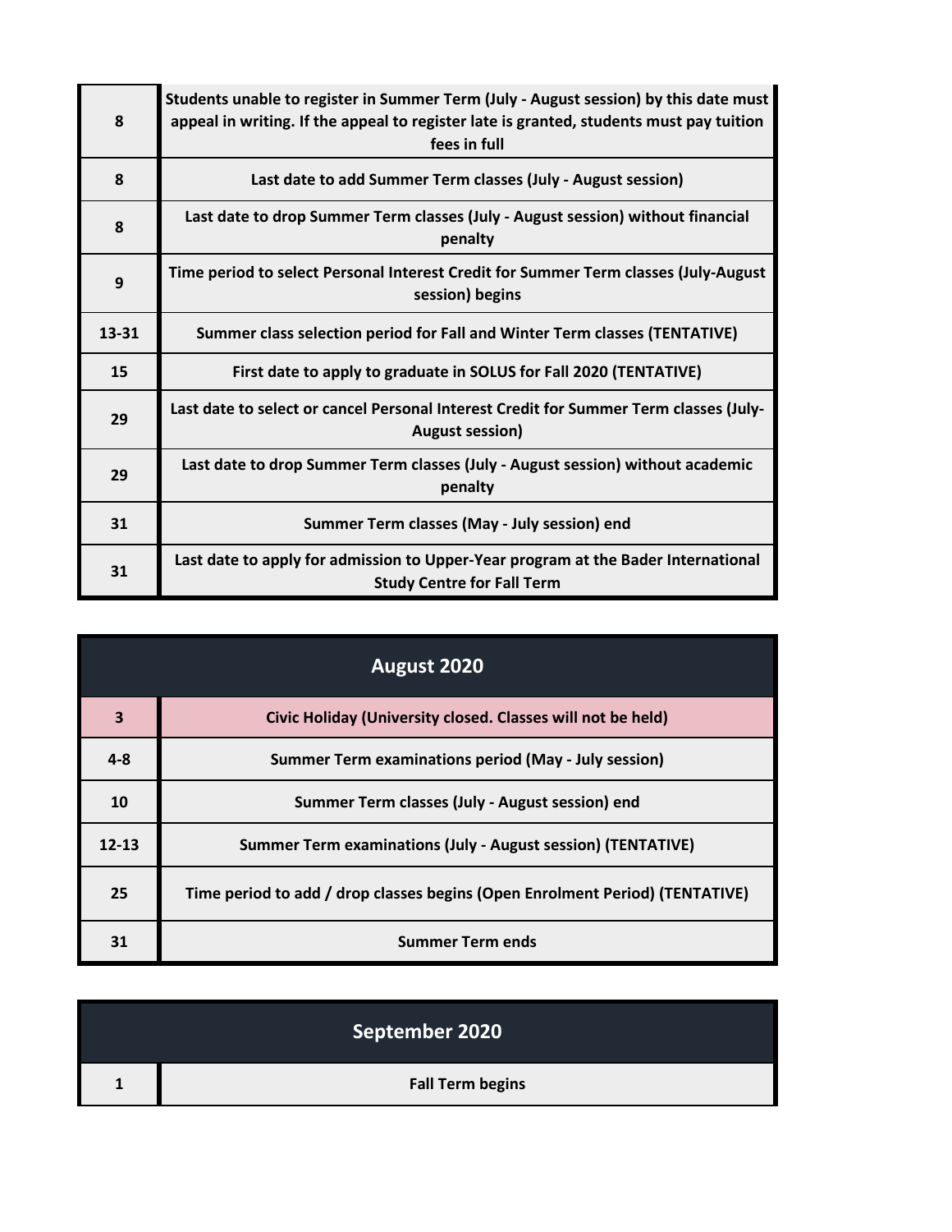| | |
|---|---|
| 8 | Students unable to register in Summer Term (July - August session) by this date must appeal in writing. If the appeal to register late is granted, students must pay tuition fees in full |
| 8 | Last date to add Summer Term classes (July - August session) |
| 8 | Last date to drop Summer Term classes (July - August session) without financial penalty |
| 9 | Time period to select Personal Interest Credit for Summer Term classes (July-August session) begins |
| 13-31 | Summer class selection period for Fall and Winter Term classes (TENTATIVE) |
| 15 | First date to apply to graduate in SOLUS for Fall 2020 (TENTATIVE) |
| 29 | Last date to select or cancel Personal Interest Credit for Summer Term classes (July-August session) |
| 29 | Last date to drop Summer Term classes (July - August session) without academic penalty |
| 31 | Summer Term classes (May - July session) end |
| 31 | Last date to apply for admission to Upper-Year program at the Bader International Study Centre for Fall Term |

## August 2020

| | |
|---|---|
| 3 | Civic Holiday (University closed. Classes will not be held) |
| 4-8 | Summer Term examinations period (May - July session) |
| 10 | Summer Term classes (July - August session) end |
| 12-13 | Summer Term examinations (July - August session) (TENTATIVE) |
| 25 | Time period to add / drop classes begins (Open Enrolment Period) (TENTATIVE) |
| 31 | Summer Term ends |

## September 2020

| | |
|---|---|
| 1 | Fall Term begins |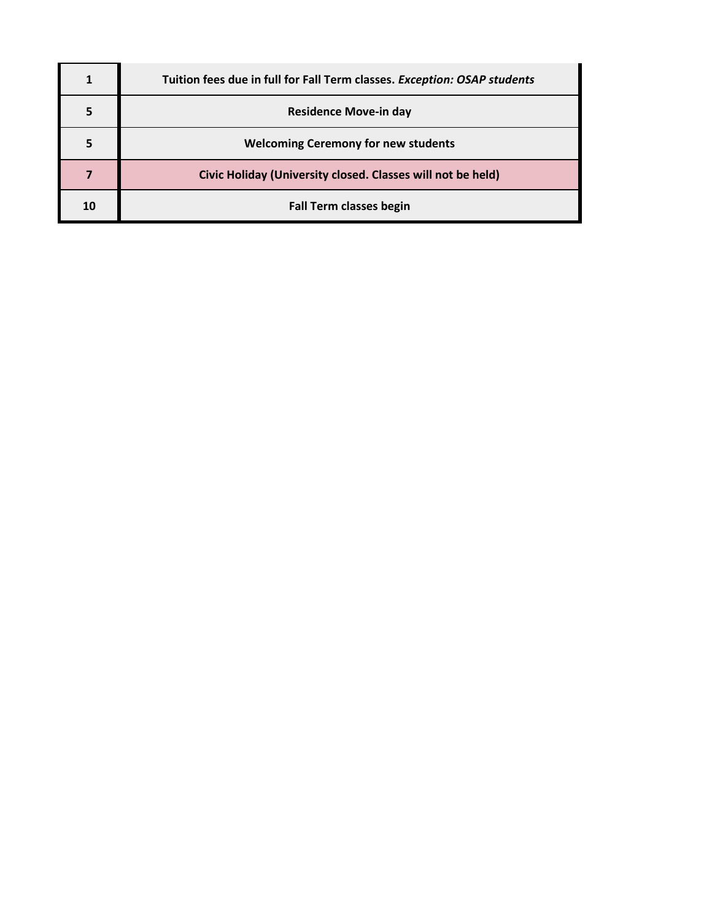| | |
|---|---|
| **1** | **Tuition fees due in full for Fall Term classes. *Exception: OSAP students*** |
| **5** | **Residence Move-in day** |
| **5** | **Welcoming Ceremony for new students** |
| **7** | **Civic Holiday (University closed. Classes will not be held)** |
| **10** | **Fall Term classes begin** |